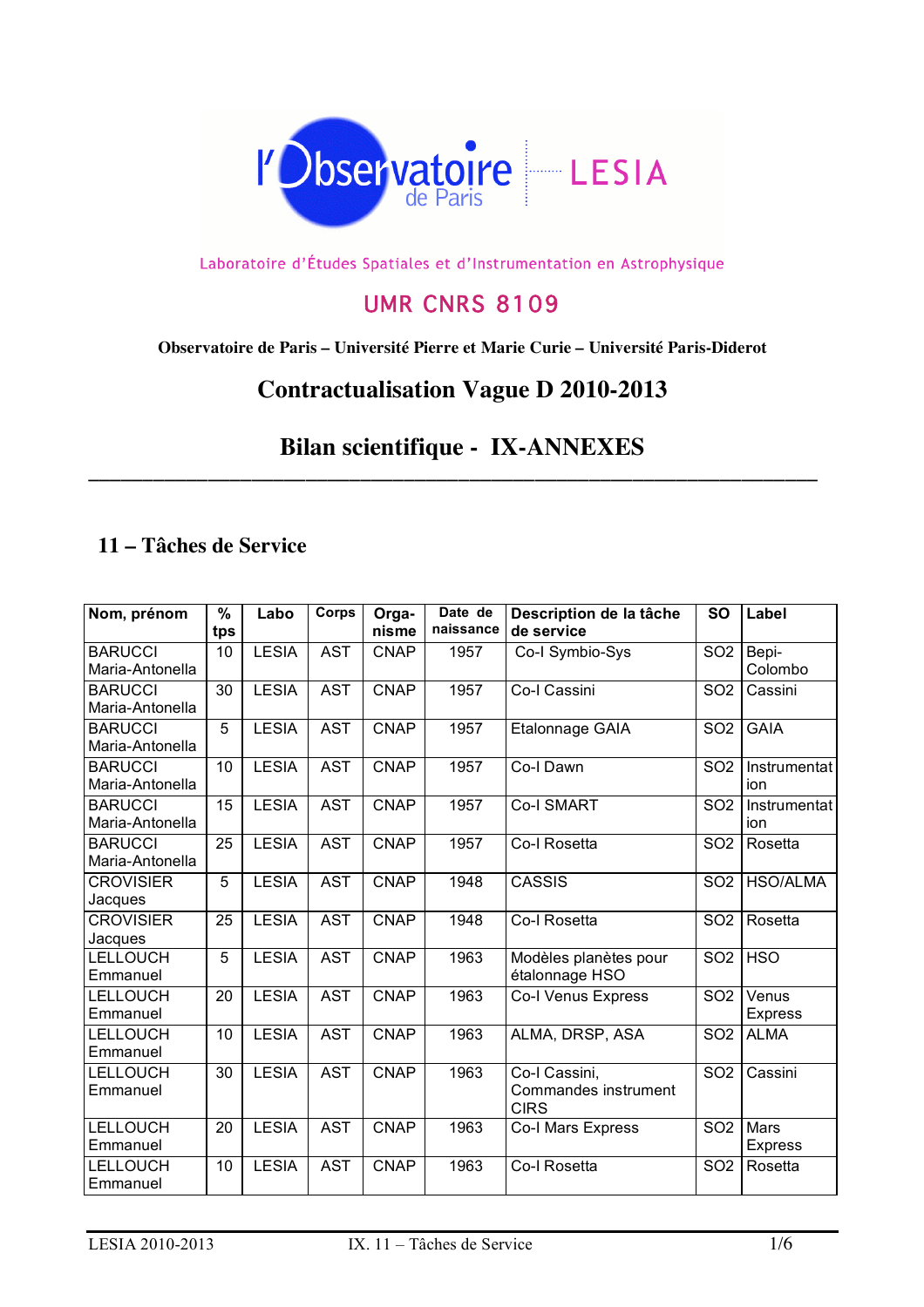l'Observatoire de Paris — LESIA

Laboratoire d'Études Spatiales et d'Instrumentation en Astrophysique

UMR CNRS 8109

**Observatoire de Paris – Université Pierre et Marie Curie – Université Paris-Diderot**

# Contractualisation Vague D 2010-2013

# Bilan scientifique - IX-ANNEXES

## 11 – Tâches de Service

| Nom, prénom | % tps | Labo | Corps | Orga-nisme | Date de naissance | Description de la tâche de service | SO | Label |
|---|---|---|---|---|---|---|---|---|
| BARUCCI Maria-Antonella | 10 | LESIA | AST | CNAP | 1957 | Co-I Symbio-Sys | SO2 | Bepi-Colombo |
| BARUCCI Maria-Antonella | 30 | LESIA | AST | CNAP | 1957 | Co-I Cassini | SO2 | Cassini |
| BARUCCI Maria-Antonella | 5 | LESIA | AST | CNAP | 1957 | Etalonnage GAIA | SO2 | GAIA |
| BARUCCI Maria-Antonella | 10 | LESIA | AST | CNAP | 1957 | Co-I Dawn | SO2 | Instrumentation |
| BARUCCI Maria-Antonella | 15 | LESIA | AST | CNAP | 1957 | Co-I SMART | SO2 | Instrumentation |
| BARUCCI Maria-Antonella | 25 | LESIA | AST | CNAP | 1957 | Co-I Rosetta | SO2 | Rosetta |
| CROVISIER Jacques | 5 | LESIA | AST | CNAP | 1948 | CASSIS | SO2 | HSO/ALMA |
| CROVISIER Jacques | 25 | LESIA | AST | CNAP | 1948 | Co-I Rosetta | SO2 | Rosetta |
| LELLOUCH Emmanuel | 5 | LESIA | AST | CNAP | 1963 | Modèles planètes pour étalonnage HSO | SO2 | HSO |
| LELLOUCH Emmanuel | 20 | LESIA | AST | CNAP | 1963 | Co-I Venus Express | SO2 | Venus Express |
| LELLOUCH Emmanuel | 10 | LESIA | AST | CNAP | 1963 | ALMA, DRSP, ASA | SO2 | ALMA |
| LELLOUCH Emmanuel | 30 | LESIA | AST | CNAP | 1963 | Co-I Cassini, Commandes instrument CIRS | SO2 | Cassini |
| LELLOUCH Emmanuel | 20 | LESIA | AST | CNAP | 1963 | Co-I Mars Express | SO2 | Mars Express |
| LELLOUCH Emmanuel | 10 | LESIA | AST | CNAP | 1963 | Co-I Rosetta | SO2 | Rosetta |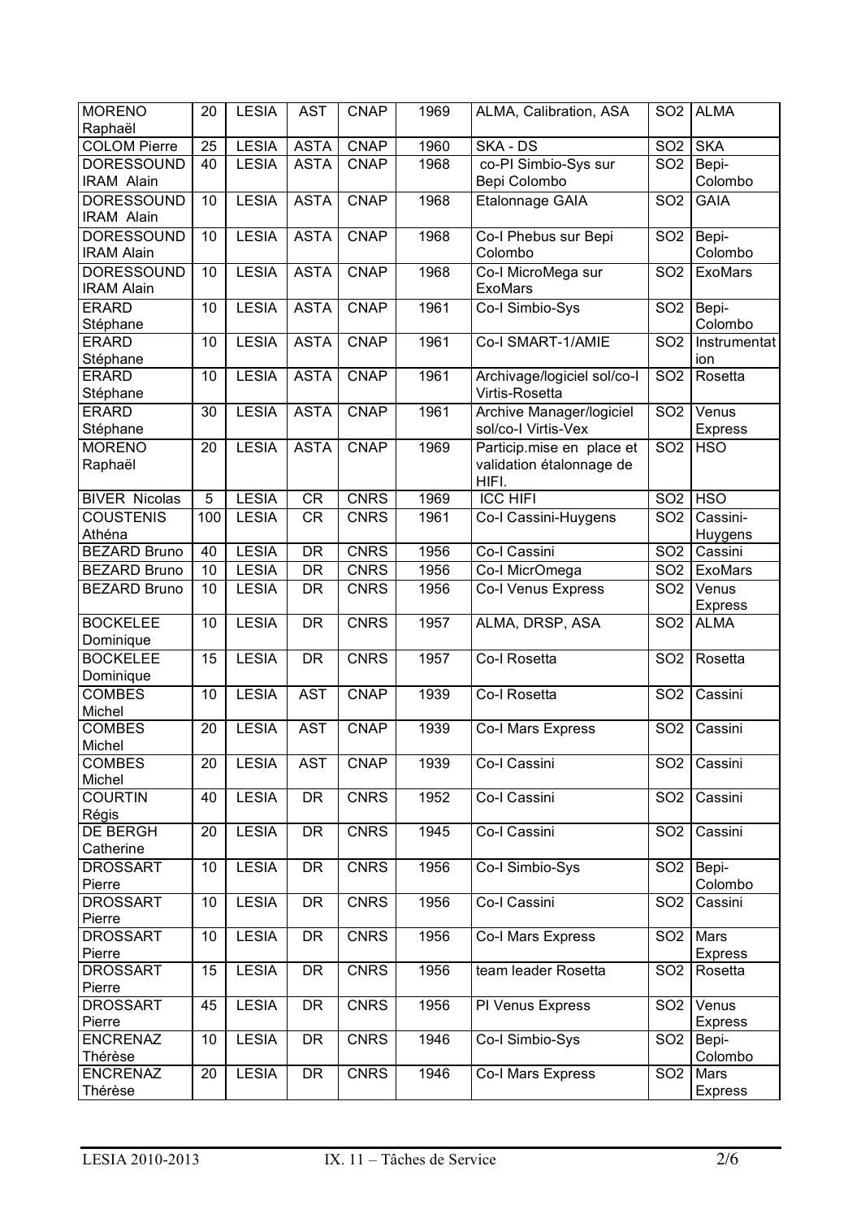| MORENO Raphaël | 20 | LESIA | AST | CNAP | 1969 | ALMA, Calibration, ASA | SO2 | ALMA |
|---|---|---|---|---|---|---|---|---|
| COLOM Pierre | 25 | LESIA | ASTA | CNAP | 1960 | SKA - DS | SO2 | SKA |
| DORESSOUND IRAM Alain | 40 | LESIA | ASTA | CNAP | 1968 | co-PI Simbio-Sys sur Bepi Colombo | SO2 | Bepi-Colombo |
| DORESSOUND IRAM Alain | 10 | LESIA | ASTA | CNAP | 1968 | Etalonnage GAIA | SO2 | GAIA |
| DORESSOUND IRAM Alain | 10 | LESIA | ASTA | CNAP | 1968 | Co-I Phebus sur Bepi Colombo | SO2 | Bepi-Colombo |
| DORESSOUND IRAM Alain | 10 | LESIA | ASTA | CNAP | 1968 | Co-I MicroMega sur ExoMars | SO2 | ExoMars |
| ERARD Stéphane | 10 | LESIA | ASTA | CNAP | 1961 | Co-I Simbio-Sys | SO2 | Bepi-Colombo |
| ERARD Stéphane | 10 | LESIA | ASTA | CNAP | 1961 | Co-I SMART-1/AMIE | SO2 | Instrumentation |
| ERARD Stéphane | 10 | LESIA | ASTA | CNAP | 1961 | Archivage/logiciel sol/co-I Virtis-Rosetta | SO2 | Rosetta |
| ERARD Stéphane | 30 | LESIA | ASTA | CNAP | 1961 | Archive Manager/logiciel sol/co-I Virtis-Vex | SO2 | Venus Express |
| MORENO Raphaël | 20 | LESIA | ASTA | CNAP | 1969 | Particip.mise en place et validation étalonnage de HIFI. | SO2 | HSO |
| BIVER Nicolas | 5 | LESIA | CR | CNRS | 1969 | ICC HIFI | SO2 | HSO |
| COUSTENIS Athéna | 100 | LESIA | CR | CNRS | 1961 | Co-I Cassini-Huygens | SO2 | Cassini-Huygens |
| BEZARD Bruno | 40 | LESIA | DR | CNRS | 1956 | Co-I Cassini | SO2 | Cassini |
| BEZARD Bruno | 10 | LESIA | DR | CNRS | 1956 | Co-I MicrOmega | SO2 | ExoMars |
| BEZARD Bruno | 10 | LESIA | DR | CNRS | 1956 | Co-I Venus Express | SO2 | Venus Express |
| BOCKELEE Dominique | 10 | LESIA | DR | CNRS | 1957 | ALMA, DRSP, ASA | SO2 | ALMA |
| BOCKELEE Dominique | 15 | LESIA | DR | CNRS | 1957 | Co-I Rosetta | SO2 | Rosetta |
| COMBES Michel | 10 | LESIA | AST | CNAP | 1939 | Co-I Rosetta | SO2 | Cassini |
| COMBES Michel | 20 | LESIA | AST | CNAP | 1939 | Co-I Mars Express | SO2 | Cassini |
| COMBES Michel | 20 | LESIA | AST | CNAP | 1939 | Co-I Cassini | SO2 | Cassini |
| COURTIN Régis | 40 | LESIA | DR | CNRS | 1952 | Co-I Cassini | SO2 | Cassini |
| DE BERGH Catherine | 20 | LESIA | DR | CNRS | 1945 | Co-I Cassini | SO2 | Cassini |
| DROSSART Pierre | 10 | LESIA | DR | CNRS | 1956 | Co-I Simbio-Sys | SO2 | Bepi-Colombo |
| DROSSART Pierre | 10 | LESIA | DR | CNRS | 1956 | Co-I Cassini | SO2 | Cassini |
| DROSSART Pierre | 10 | LESIA | DR | CNRS | 1956 | Co-I Mars Express | SO2 | Mars Express |
| DROSSART Pierre | 15 | LESIA | DR | CNRS | 1956 | team leader Rosetta | SO2 | Rosetta |
| DROSSART Pierre | 45 | LESIA | DR | CNRS | 1956 | PI Venus Express | SO2 | Venus Express |
| ENCRENAZ Thérèse | 10 | LESIA | DR | CNRS | 1946 | Co-I Simbio-Sys | SO2 | Bepi-Colombo |
| ENCRENAZ Thérèse | 20 | LESIA | DR | CNRS | 1946 | Co-I Mars Express | SO2 | Mars Express |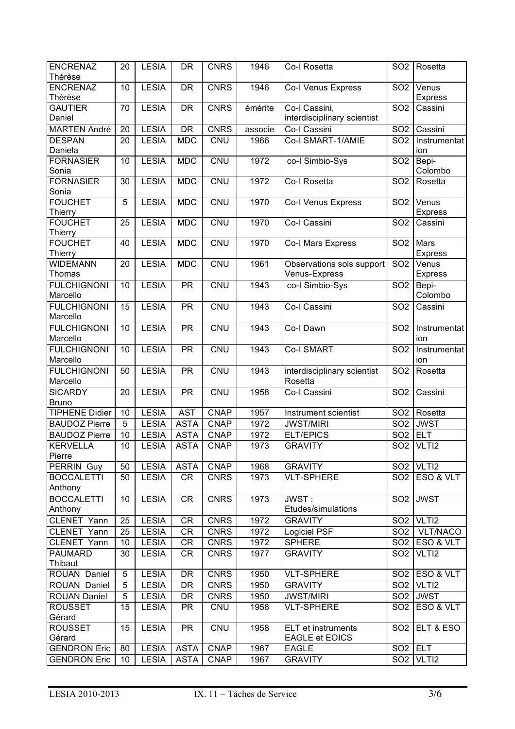| ENCRENAZ Thérèse | 20 | LESIA | DR | CNRS | 1946 | Co-I Rosetta | SO2 | Rosetta |
|---|---|---|---|---|---|---|---|---|
| ENCRENAZ Thérèse | 10 | LESIA | DR | CNRS | 1946 | Co-I Venus Express | SO2 | Venus Express |
| GAUTIER Daniel | 70 | LESIA | DR | CNRS | émérite | Co-I Cassini, interdisciplinary scientist | SO2 | Cassini |
| MARTEN André | 20 | LESIA | DR | CNRS | associe | Co-I Cassini | SO2 | Cassini |
| DESPAN Daniela | 20 | LESIA | MDC | CNU | 1966 | Co-I SMART-1/AMIE | SO2 | Instrumentation |
| FORNASIER Sonia | 10 | LESIA | MDC | CNU | 1972 | co-I Simbio-Sys | SO2 | Bepi-Colombo |
| FORNASIER Sonia | 30 | LESIA | MDC | CNU | 1972 | Co-I Rosetta | SO2 | Rosetta |
| FOUCHET Thierry | 5 | LESIA | MDC | CNU | 1970 | Co-I Venus Express | SO2 | Venus Express |
| FOUCHET Thierry | 25 | LESIA | MDC | CNU | 1970 | Co-I Cassini | SO2 | Cassini |
| FOUCHET Thierry | 40 | LESIA | MDC | CNU | 1970 | Co-I Mars Express | SO2 | Mars Express |
| WIDEMANN Thomas | 20 | LESIA | MDC | CNU | 1961 | Observations sols support Venus-Express | SO2 | Venus Express |
| FULCHIGNONI Marcello | 10 | LESIA | PR | CNU | 1943 | co-I Simbio-Sys | SO2 | Bepi-Colombo |
| FULCHIGNONI Marcello | 15 | LESIA | PR | CNU | 1943 | Co-I Cassini | SO2 | Cassini |
| FULCHIGNONI Marcello | 10 | LESIA | PR | CNU | 1943 | Co-I Dawn | SO2 | Instrumentation |
| FULCHIGNONI Marcello | 10 | LESIA | PR | CNU | 1943 | Co-I SMART | SO2 | Instrumentation |
| FULCHIGNONI Marcello | 50 | LESIA | PR | CNU | 1943 | interdisciplinary scientist Rosetta | SO2 | Rosetta |
| SICARDY Bruno | 20 | LESIA | PR | CNU | 1958 | Co-I Cassini | SO2 | Cassini |
| TIPHENE Didier | 10 | LESIA | AST | CNAP | 1957 | Instrument scientist | SO2 | Rosetta |
| BAUDOZ Pierre | 5 | LESIA | ASTA | CNAP | 1972 | JWST/MIRI | SO2 | JWST |
| BAUDOZ Pierre | 10 | LESIA | ASTA | CNAP | 1972 | ELT/EPICS | SO2 | ELT |
| KERVELLA Pierre | 10 | LESIA | ASTA | CNAP | 1973 | GRAVITY | SO2 | VLTI2 |
| PERRIN Guy | 50 | LESIA | ASTA | CNAP | 1968 | GRAVITY | SO2 | VLTI2 |
| BOCCALETTI Anthony | 50 | LESIA | CR | CNRS | 1973 | VLT-SPHERE | SO2 | ESO & VLT |
| BOCCALETTI Anthony | 10 | LESIA | CR | CNRS | 1973 | JWST : Etudes/simulations | SO2 | JWST |
| CLENET Yann | 25 | LESIA | CR | CNRS | 1972 | GRAVITY | SO2 | VLTI2 |
| CLENET Yann | 25 | LESIA | CR | CNRS | 1972 | Logiciel PSF | SO2 | VLT/NACO |
| CLENET Yann | 10 | LESIA | CR | CNRS | 1972 | SPHERE | SO2 | ESO & VLT |
| PAUMARD Thibaut | 30 | LESIA | CR | CNRS | 1977 | GRAVITY | SO2 | VLTI2 |
| ROUAN Daniel | 5 | LESIA | DR | CNRS | 1950 | VLT-SPHERE | SO2 | ESO & VLT |
| ROUAN Daniel | 5 | LESIA | DR | CNRS | 1950 | GRAVITY | SO2 | VLTI2 |
| ROUAN Daniel | 5 | LESIA | DR | CNRS | 1950 | JWST/MIRI | SO2 | JWST |
| ROUSSET Gérard | 15 | LESIA | PR | CNU | 1958 | VLT-SPHERE | SO2 | ESO & VLT |
| ROUSSET Gérard | 15 | LESIA | PR | CNU | 1958 | ELT et instruments EAGLE et EOICS | SO2 | ELT & ESO |
| GENDRON Eric | 80 | LESIA | ASTA | CNAP | 1967 | EAGLE | SO2 | ELT |
| GENDRON Eric | 10 | LESIA | ASTA | CNAP | 1967 | GRAVITY | SO2 | VLTI2 |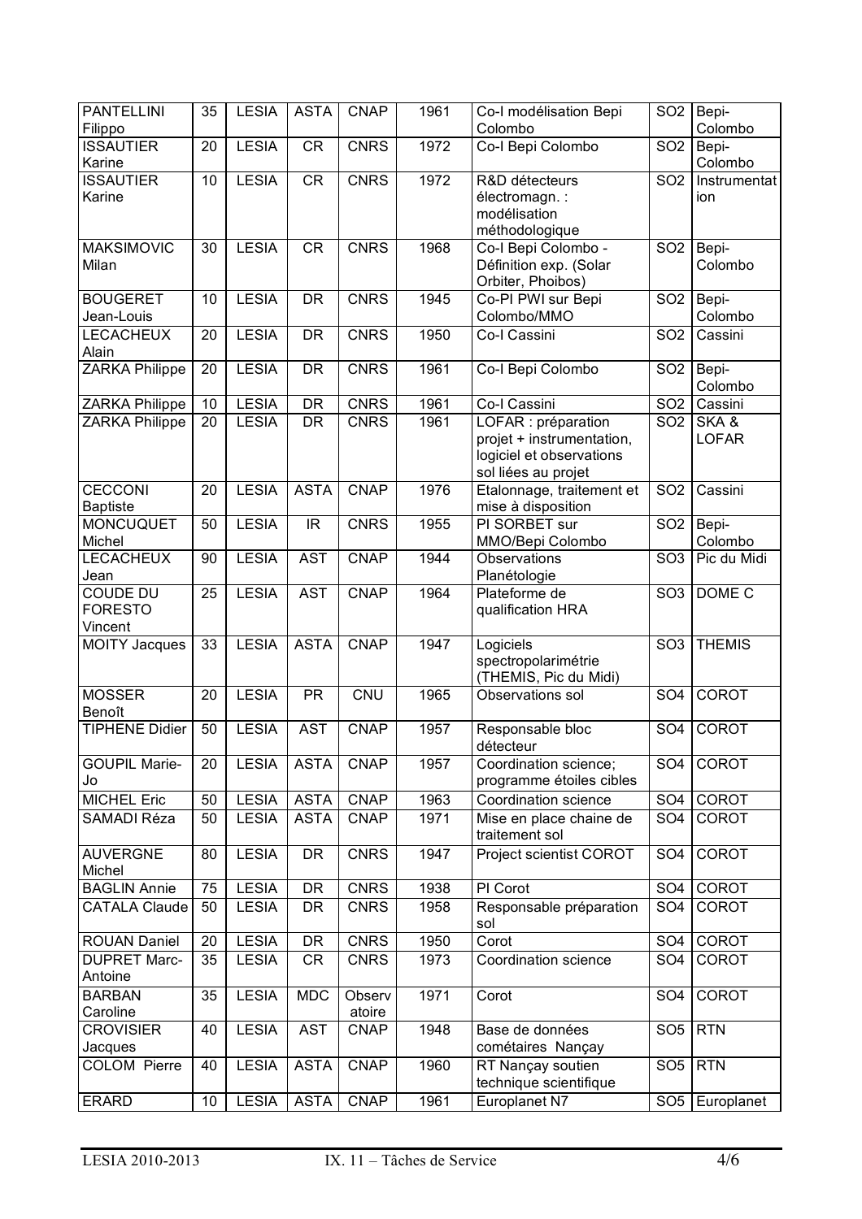| | | | | | | | | |
|---|---|---|---|---|---|---|---|---|
| PANTELLINI Filippo | 35 | LESIA | ASTA | CNAP | 1961 | Co-I modélisation Bepi Colombo | SO2 | Bepi-Colombo |
| ISSAUTIER Karine | 20 | LESIA | CR | CNRS | 1972 | Co-I Bepi Colombo | SO2 | Bepi-Colombo |
| ISSAUTIER Karine | 10 | LESIA | CR | CNRS | 1972 | R&D détecteurs électromagn. : modélisation méthodologique | SO2 | Instrumentation |
| MAKSIMOVIC Milan | 30 | LESIA | CR | CNRS | 1968 | Co-I Bepi Colombo - Définition exp. (Solar Orbiter, Phoibos) | SO2 | Bepi-Colombo |
| BOUGERET Jean-Louis | 10 | LESIA | DR | CNRS | 1945 | Co-PI PWI sur Bepi Colombo/MMO | SO2 | Bepi-Colombo |
| LECACHEUX Alain | 20 | LESIA | DR | CNRS | 1950 | Co-I Cassini | SO2 | Cassini |
| ZARKA Philippe | 20 | LESIA | DR | CNRS | 1961 | Co-I Bepi Colombo | SO2 | Bepi-Colombo |
| ZARKA Philippe | 10 | LESIA | DR | CNRS | 1961 | Co-I Cassini | SO2 | Cassini |
| ZARKA Philippe | 20 | LESIA | DR | CNRS | 1961 | LOFAR : préparation projet + instrumentation, logiciel et observations sol liées au projet | SO2 | SKA & LOFAR |
| CECCONI Baptiste | 20 | LESIA | ASTA | CNAP | 1976 | Etalonnage, traitement et mise à disposition | SO2 | Cassini |
| MONCUQUET Michel | 50 | LESIA | IR | CNRS | 1955 | PI SORBET sur MMO/Bepi Colombo | SO2 | Bepi-Colombo |
| LECACHEUX Jean | 90 | LESIA | AST | CNAP | 1944 | Observations Planétologie | SO3 | Pic du Midi |
| COUDE DU FORESTO Vincent | 25 | LESIA | AST | CNAP | 1964 | Plateforme de qualification HRA | SO3 | DOME C |
| MOITY Jacques | 33 | LESIA | ASTA | CNAP | 1947 | Logiciels spectropolarimétrie (THEMIS, Pic du Midi) | SO3 | THEMIS |
| MOSSER Benoît | 20 | LESIA | PR | CNU | 1965 | Observations sol | SO4 | COROT |
| TIPHENE Didier | 50 | LESIA | AST | CNAP | 1957 | Responsable bloc détecteur | SO4 | COROT |
| GOUPIL Marie-Jo | 20 | LESIA | ASTA | CNAP | 1957 | Coordination science; programme étoiles cibles | SO4 | COROT |
| MICHEL Eric | 50 | LESIA | ASTA | CNAP | 1963 | Coordination science | SO4 | COROT |
| SAMADI Réza | 50 | LESIA | ASTA | CNAP | 1971 | Mise en place chaine de traitement sol | SO4 | COROT |
| AUVERGNE Michel | 80 | LESIA | DR | CNRS | 1947 | Project scientist COROT | SO4 | COROT |
| BAGLIN Annie | 75 | LESIA | DR | CNRS | 1938 | PI Corot | SO4 | COROT |
| CATALA Claude | 50 | LESIA | DR | CNRS | 1958 | Responsable préparation sol | SO4 | COROT |
| ROUAN Daniel | 20 | LESIA | DR | CNRS | 1950 | Corot | SO4 | COROT |
| DUPRET Marc-Antoine | 35 | LESIA | CR | CNRS | 1973 | Coordination science | SO4 | COROT |
| BARBAN Caroline | 35 | LESIA | MDC | Observatoire | 1971 | Corot | SO4 | COROT |
| CROVISIER Jacques | 40 | LESIA | AST | CNAP | 1948 | Base de données cométaires Nançay | SO5 | RTN |
| COLOM Pierre | 40 | LESIA | ASTA | CNAP | 1960 | RT Nançay soutien technique scientifique | SO5 | RTN |
| ERARD | 10 | LESIA | ASTA | CNAP | 1961 | Europlanet N7 | SO5 | Europlanet |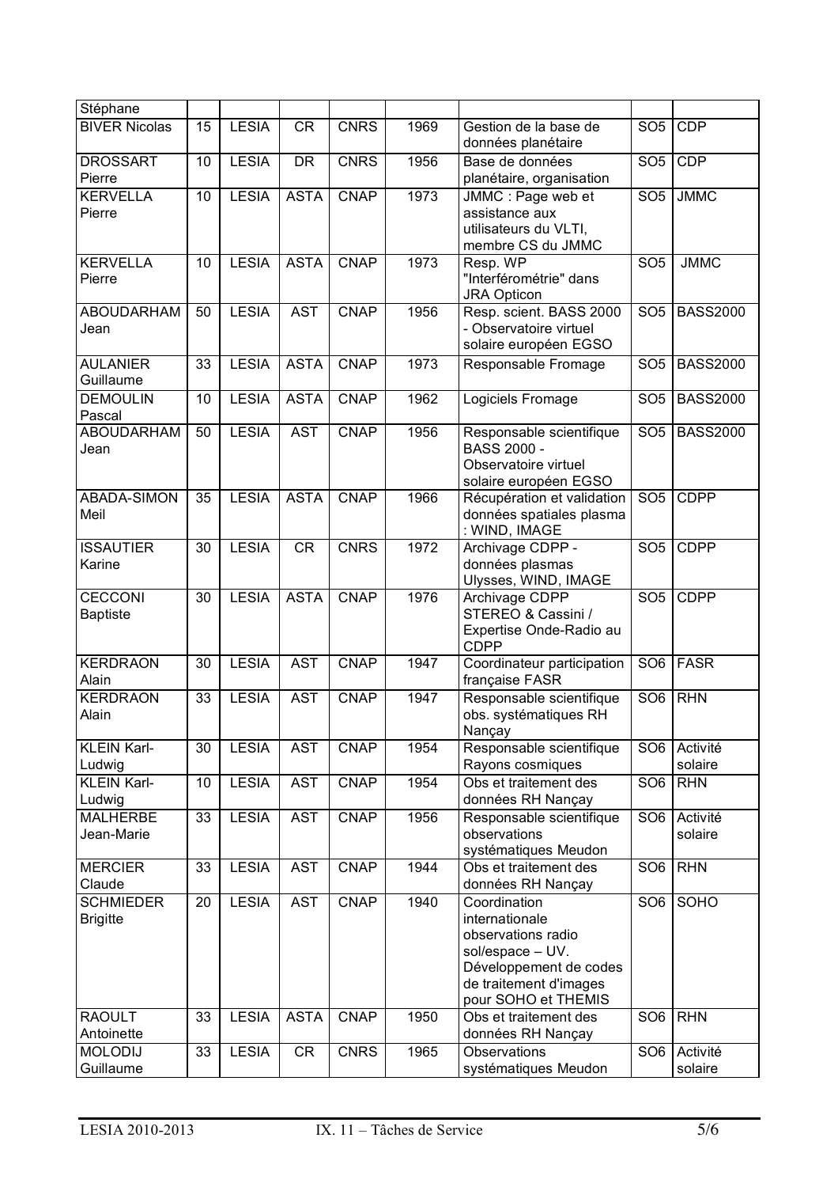| | | | | | | | | |
|---|---|---|---|---|---|---|---|---|
| Stéphane | | | | | | | | |
| BIVER Nicolas | 15 | LESIA | CR | CNRS | 1969 | Gestion de la base de données planétaire | SO5 | CDP |
| DROSSART Pierre | 10 | LESIA | DR | CNRS | 1956 | Base de données planétaire, organisation | SO5 | CDP |
| KERVELLA Pierre | 10 | LESIA | ASTA | CNAP | 1973 | JMMC : Page web et assistance aux utilisateurs du VLTI, membre CS du JMMC | SO5 | JMMC |
| KERVELLA Pierre | 10 | LESIA | ASTA | CNAP | 1973 | Resp. WP "Interférométrie" dans JRA Opticon | SO5 | JMMC |
| ABOUDARHAM Jean | 50 | LESIA | AST | CNAP | 1956 | Resp. scient. BASS 2000 - Observatoire virtuel solaire européen EGSO | SO5 | BASS2000 |
| AULANIER Guillaume | 33 | LESIA | ASTA | CNAP | 1973 | Responsable Fromage | SO5 | BASS2000 |
| DEMOULIN Pascal | 10 | LESIA | ASTA | CNAP | 1962 | Logiciels Fromage | SO5 | BASS2000 |
| ABOUDARHAM Jean | 50 | LESIA | AST | CNAP | 1956 | Responsable scientifique BASS 2000 - Observatoire virtuel solaire européen EGSO | SO5 | BASS2000 |
| ABADA-SIMON Meil | 35 | LESIA | ASTA | CNAP | 1966 | Récupération et validation données spatiales plasma : WIND, IMAGE | SO5 | CDPP |
| ISSAUTIER Karine | 30 | LESIA | CR | CNRS | 1972 | Archivage CDPP - données plasmas Ulysses, WIND, IMAGE | SO5 | CDPP |
| CECCONI Baptiste | 30 | LESIA | ASTA | CNAP | 1976 | Archivage CDPP STEREO & Cassini / Expertise Onde-Radio au CDPP | SO5 | CDPP |
| KERDRAON Alain | 30 | LESIA | AST | CNAP | 1947 | Coordinateur participation française FASR | SO6 | FASR |
| KERDRAON Alain | 33 | LESIA | AST | CNAP | 1947 | Responsable scientifique obs. systématiques RH Nançay | SO6 | RHN |
| KLEIN Karl-Ludwig | 30 | LESIA | AST | CNAP | 1954 | Responsable scientifique Rayons cosmiques | SO6 | Activité solaire |
| KLEIN Karl-Ludwig | 10 | LESIA | AST | CNAP | 1954 | Obs et traitement des données RH Nançay | SO6 | RHN |
| MALHERBE Jean-Marie | 33 | LESIA | AST | CNAP | 1956 | Responsable scientifique observations systématiques Meudon | SO6 | Activité solaire |
| MERCIER Claude | 33 | LESIA | AST | CNAP | 1944 | Obs et traitement des données RH Nançay | SO6 | RHN |
| SCHMIEDER Brigitte | 20 | LESIA | AST | CNAP | 1940 | Coordination internationale observations radio sol/espace – UV. Développement de codes de traitement d'images pour SOHO et THEMIS | SO6 | SOHO |
| RAOULT Antoinette | 33 | LESIA | ASTA | CNAP | 1950 | Obs et traitement des données RH Nançay | SO6 | RHN |
| MOLODIJ Guillaume | 33 | LESIA | CR | CNRS | 1965 | Observations systématiques Meudon | SO6 | Activité solaire |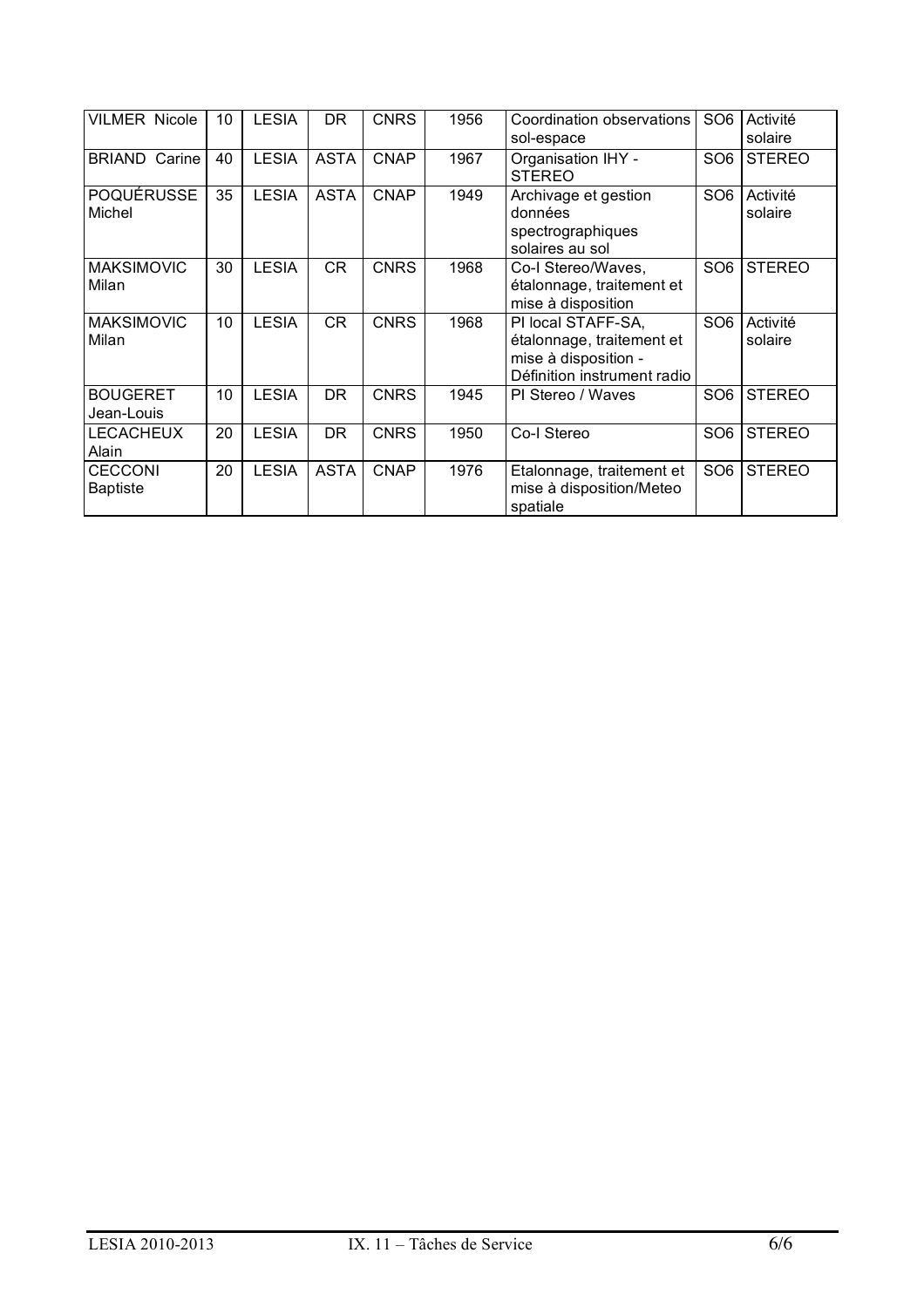| | | | | | | | | |
|---|---|---|---|---|---|---|---|---|
| VILMER Nicole | 10 | LESIA | DR | CNRS | 1956 | Coordination observations sol-espace | SO6 | Activité solaire |
| BRIAND Carine | 40 | LESIA | ASTA | CNAP | 1967 | Organisation IHY - STEREO | SO6 | STEREO |
| POQUÉRUSSE Michel | 35 | LESIA | ASTA | CNAP | 1949 | Archivage et gestion données spectrographiques solaires au sol | SO6 | Activité solaire |
| MAKSIMOVIC Milan | 30 | LESIA | CR | CNRS | 1968 | Co-I Stereo/Waves, étalonnage, traitement et mise à disposition | SO6 | STEREO |
| MAKSIMOVIC Milan | 10 | LESIA | CR | CNRS | 1968 | PI local STAFF-SA, étalonnage, traitement et mise à disposition - Définition instrument radio | SO6 | Activité solaire |
| BOUGERET Jean-Louis | 10 | LESIA | DR | CNRS | 1945 | PI Stereo / Waves | SO6 | STEREO |
| LECACHEUX Alain | 20 | LESIA | DR | CNRS | 1950 | Co-I Stereo | SO6 | STEREO |
| CECCONI Baptiste | 20 | LESIA | ASTA | CNAP | 1976 | Etalonnage, traitement et mise à disposition/Meteo spatiale | SO6 | STEREO |